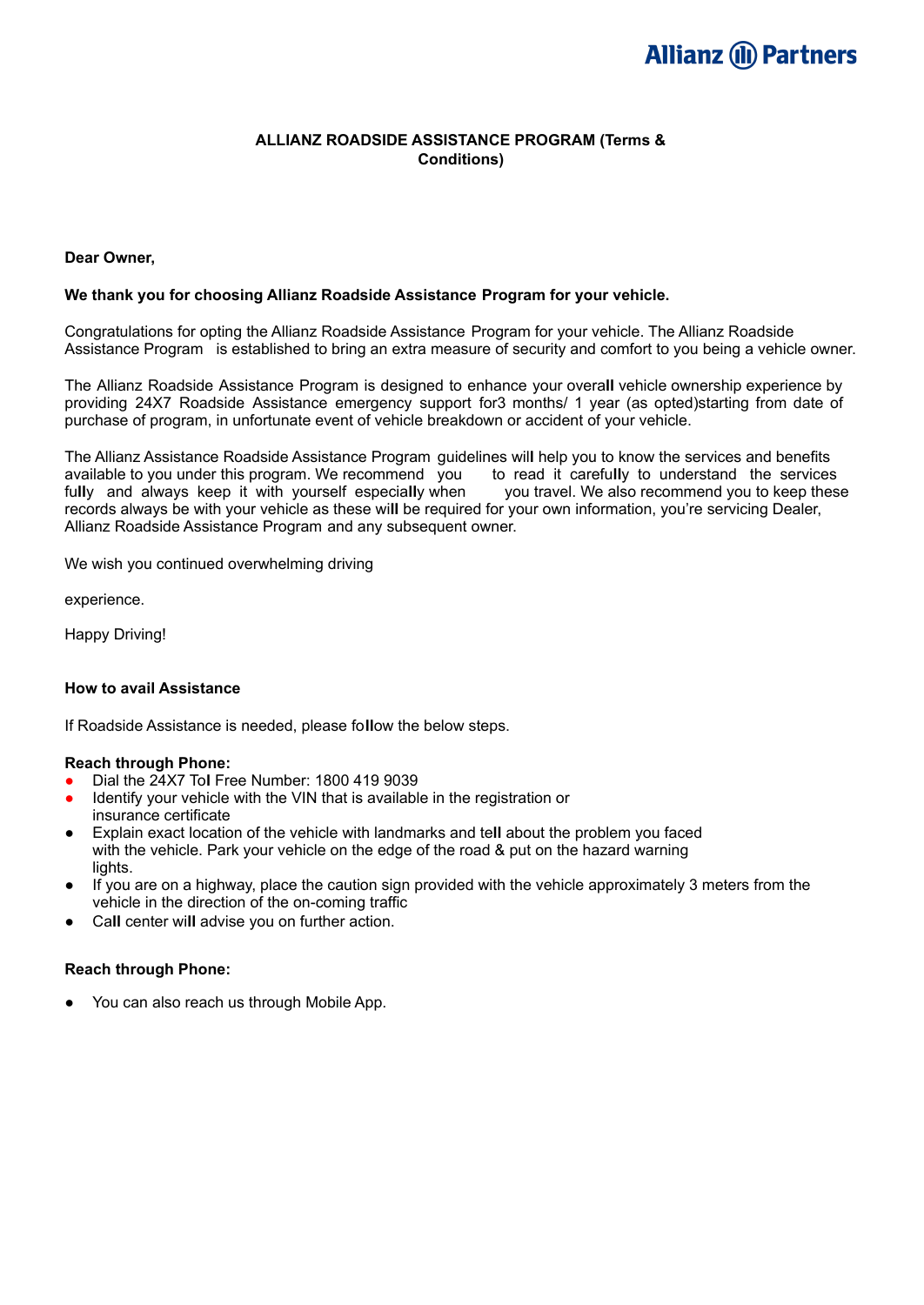**ALLIANZ ROADSIDE ASSISTANCE PROGRAM (Terms & Conditions)**

**Dear Owner,**

**We thank you for choosing Allianz Roadside Assistance Program for your vehicle.**

Congratulations for opting the Allianz Roadside Assistance Program for your vehicle. The Allianz Roadside Assistance Program is established to bring an extra measure of security and comfort to you being a vehicle owner.

The Allianz Roadside Assistance Program is designed to enhance your overall vehicle ownership experience by providing 24X7 Roadside Assistance emergency support for3 months/ 1 year (as opted)starting from date of purchase of program, in unfortunate event of vehicle breakdown or accident of your vehicle.

The Allianz Assistance Roadside Assistance Program guidelines will help you to know the services and benefits available to you under this program. We recommend you to read it carefully to understand the services fully and always keep it with yourself especially when you travel. We also recommend you to keep these records always be with your vehicle as these will be required for your own information, you're servicing Dealer, Allianz Roadside Assistance Program and any subsequent owner.

We wish you continued overwhelming driving

experience.

Happy Driving!

**How to avail Assistance**

If Roadside Assistance is needed, please follow the below steps.

**Reach through Phone:**

- Dial the 24X7 Tol Free Number: 1800 419 9039
- Identify your vehicle with the VIN that is available in the registration or insurance certificate
- Explain exact location of the vehicle with landmarks and tell about the problem you faced with the vehicle. Park your vehicle on the edge of the road & put on the hazard warning lights.
- If you are on a highway, place the caution sign provided with the vehicle approximately 3 meters from the vehicle in the direction of the on-coming traffic
- Call center will advise you on further action.

**Reach through Phone:**

- You can also reach us through Mobile App.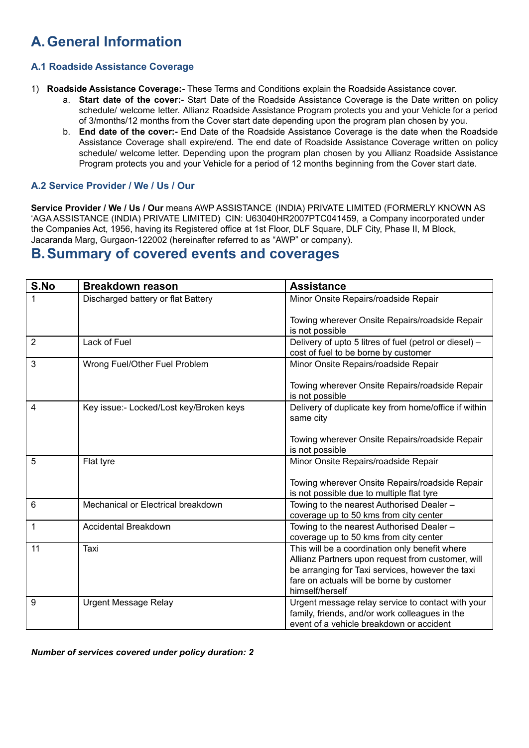# A. General Information

### A.1 Roadside Assistance Coverage

1) **Roadside Assistance Coverage:**- These Terms and Conditions explain the Roadside Assistance cover.
   a. **Start date of the cover:-** Start Date of the Roadside Assistance Coverage is the Date written on policy schedule/ welcome letter. Allianz Roadside Assistance Program protects you and your Vehicle for a period of 3/months/12 months from the Cover start date depending upon the program plan chosen by you.
   b. **End date of the cover:-** End Date of the Roadside Assistance Coverage is the date when the Roadside Assistance Coverage shall expire/end. The end date of Roadside Assistance Coverage written on policy schedule/ welcome letter. Depending upon the program plan chosen by you Allianz Roadside Assistance Program protects you and your Vehicle for a period of 12 months beginning from the Cover start date.

### A.2 Service Provider / We / Us / Our

**Service Provider / We / Us / Our** means AWP ASSISTANCE (INDIA) PRIVATE LIMITED (FORMERLY KNOWN AS 'AGA ASSISTANCE (INDIA) PRIVATE LIMITED) CIN: U63040HR2007PTC041459, a Company incorporated under the Companies Act, 1956, having its Registered office at 1st Floor, DLF Square, DLF City, Phase II, M Block, Jacaranda Marg, Gurgaon-122002 (hereinafter referred to as "AWP" or company).

# B. Summary of covered events and coverages

| S.No | Breakdown reason | Assistance |
|---|---|---|
| 1 | Discharged battery or flat Battery | Minor Onsite Repairs/roadside Repair<br><br>Towing wherever Onsite Repairs/roadside Repair is not possible |
| 2 | Lack of Fuel | Delivery of upto 5 litres of fuel (petrol or diesel) – cost of fuel to be borne by customer |
| 3 | Wrong Fuel/Other Fuel Problem | Minor Onsite Repairs/roadside Repair<br><br>Towing wherever Onsite Repairs/roadside Repair is not possible |
| 4 | Key issue:- Locked/Lost key/Broken keys | Delivery of duplicate key from home/office if within same city<br><br>Towing wherever Onsite Repairs/roadside Repair is not possible |
| 5 | Flat tyre | Minor Onsite Repairs/roadside Repair<br><br>Towing wherever Onsite Repairs/roadside Repair is not possible due to multiple flat tyre |
| 6 | Mechanical or Electrical breakdown | Towing to the nearest Authorised Dealer – coverage up to 50 kms from city center |
| 1 | Accidental Breakdown | Towing to the nearest Authorised Dealer – coverage up to 50 kms from city center |
| 11 | Taxi | This will be a coordination only benefit where Allianz Partners upon request from customer, will be arranging for Taxi services, however the taxi fare on actuals will be borne by customer himself/herself |
| 9 | Urgent Message Relay | Urgent message relay service to contact with your family, friends, and/or work colleagues in the event of a vehicle breakdown or accident |

***Number of services covered under policy duration: 2***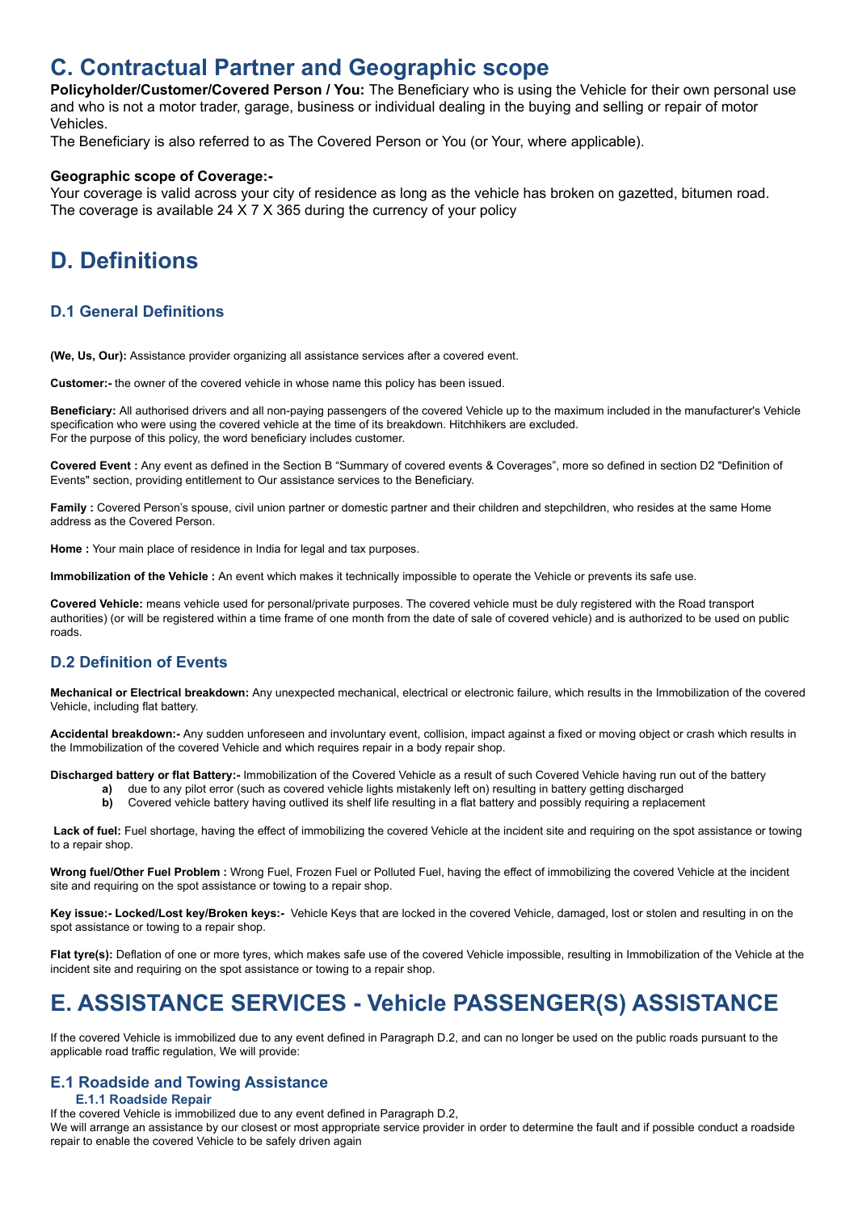## C. Contractual Partner and Geographic scope

**Policyholder/Customer/Covered Person / You:** The Beneficiary who is using the Vehicle for their own personal use and who is not a motor trader, garage, business or individual dealing in the buying and selling or repair of motor Vehicles.

The Beneficiary is also referred to as The Covered Person or You (or Your, where applicable).

**Geographic scope of Coverage:-**

Your coverage is valid across your city of residence as long as the vehicle has broken on gazetted, bitumen road. The coverage is available 24 X 7 X 365 during the currency of your policy

## D. Definitions

### D.1 General Definitions

**(We, Us, Our):** Assistance provider organizing all assistance services after a covered event.

**Customer:-** the owner of the covered vehicle in whose name this policy has been issued.

**Beneficiary:** All authorised drivers and all non-paying passengers of the covered Vehicle up to the maximum included in the manufacturer's Vehicle specification who were using the covered vehicle at the time of its breakdown. Hitchhikers are excluded.
For the purpose of this policy, the word beneficiary includes customer.

**Covered Event :** Any event as defined in the Section B "Summary of covered events & Coverages", more so defined in section D2 "Definition of Events" section, providing entitlement to Our assistance services to the Beneficiary.

**Family :** Covered Person's spouse, civil union partner or domestic partner and their children and stepchildren, who resides at the same Home address as the Covered Person.

**Home :** Your main place of residence in India for legal and tax purposes.

**Immobilization of the Vehicle :** An event which makes it technically impossible to operate the Vehicle or prevents its safe use.

**Covered Vehicle:** means vehicle used for personal/private purposes. The covered vehicle must be duly registered with the Road transport authorities) (or will be registered within a time frame of one month from the date of sale of covered vehicle) and is authorized to be used on public roads.

### D.2 Definition of Events

**Mechanical or Electrical breakdown:** Any unexpected mechanical, electrical or electronic failure, which results in the Immobilization of the covered Vehicle, including flat battery.

**Accidental breakdown:-** Any sudden unforeseen and involuntary event, collision, impact against a fixed or moving object or crash which results in the Immobilization of the covered Vehicle and which requires repair in a body repair shop.

**Discharged battery or flat Battery:-** Immobilization of the Covered Vehicle as a result of such Covered Vehicle having run out of the battery

- **a)** due to any pilot error (such as covered vehicle lights mistakenly left on) resulting in battery getting discharged
- **b)** Covered vehicle battery having outlived its shelf life resulting in a flat battery and possibly requiring a replacement

**Lack of fuel:** Fuel shortage, having the effect of immobilizing the covered Vehicle at the incident site and requiring on the spot assistance or towing to a repair shop.

**Wrong fuel/Other Fuel Problem :** Wrong Fuel, Frozen Fuel or Polluted Fuel, having the effect of immobilizing the covered Vehicle at the incident site and requiring on the spot assistance or towing to a repair shop.

**Key issue:- Locked/Lost key/Broken keys:-** Vehicle Keys that are locked in the covered Vehicle, damaged, lost or stolen and resulting in on the spot assistance or towing to a repair shop.

**Flat tyre(s):** Deflation of one or more tyres, which makes safe use of the covered Vehicle impossible, resulting in Immobilization of the Vehicle at the incident site and requiring on the spot assistance or towing to a repair shop.

## E. ASSISTANCE SERVICES - Vehicle PASSENGER(S) ASSISTANCE

If the covered Vehicle is immobilized due to any event defined in Paragraph D.2, and can no longer be used on the public roads pursuant to the applicable road traffic regulation, We will provide:

### E.1 Roadside and Towing Assistance

#### E.1.1 Roadside Repair

If the covered Vehicle is immobilized due to any event defined in Paragraph D.2,
We will arrange an assistance by our closest or most appropriate service provider in order to determine the fault and if possible conduct a roadside repair to enable the covered Vehicle to be safely driven again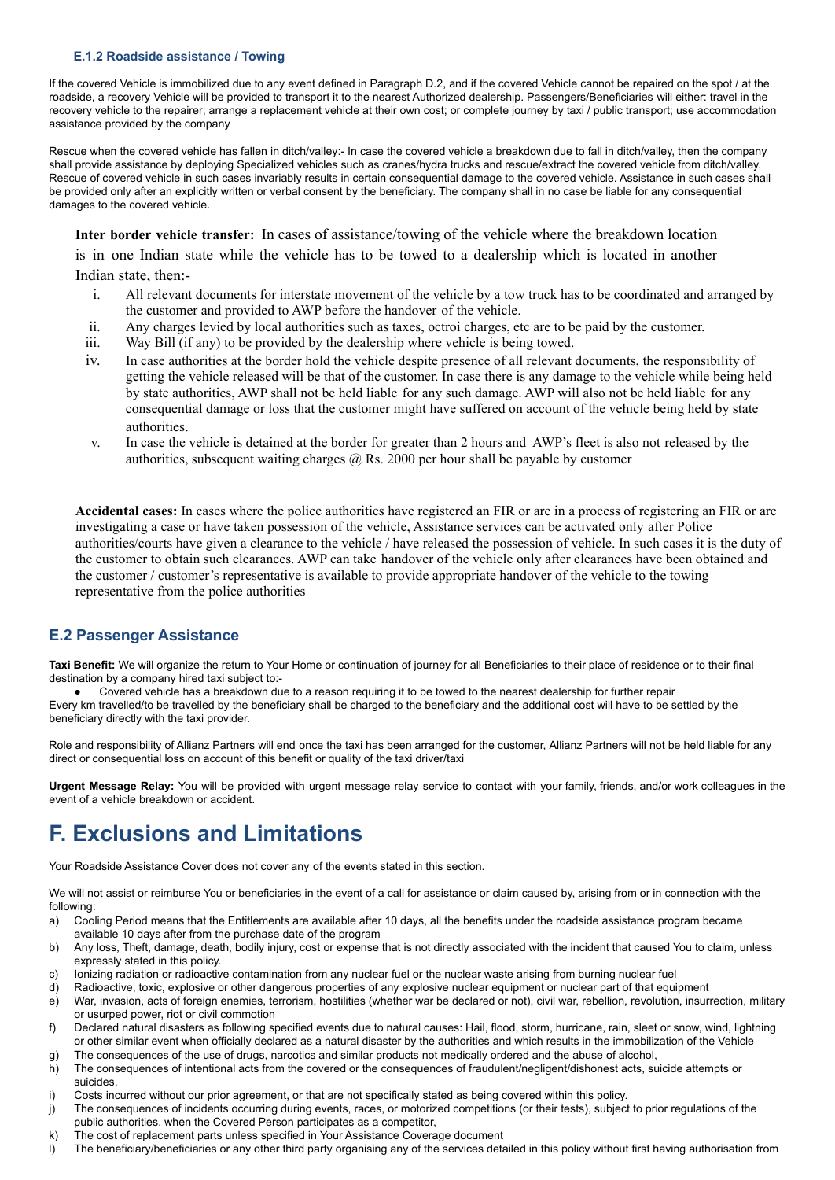### E.1.2 Roadside assistance / Towing

If the covered Vehicle is immobilized due to any event defined in Paragraph D.2, and if the covered Vehicle cannot be repaired on the spot / at the roadside, a recovery Vehicle will be provided to transport it to the nearest Authorized dealership. Passengers/Beneficiaries will either: travel in the recovery vehicle to the repairer; arrange a replacement vehicle at their own cost; or complete journey by taxi / public transport; use accommodation assistance provided by the company

Rescue when the covered vehicle has fallen in ditch/valley:- In case the covered vehicle a breakdown due to fall in ditch/valley, then the company shall provide assistance by deploying Specialized vehicles such as cranes/hydra trucks and rescue/extract the covered vehicle from ditch/valley. Rescue of covered vehicle in such cases invariably results in certain consequential damage to the covered vehicle. Assistance in such cases shall be provided only after an explicitly written or verbal consent by the beneficiary. The company shall in no case be liable for any consequential damages to the covered vehicle.

**Inter border vehicle transfer:** In cases of assistance/towing of the vehicle where the breakdown location is in one Indian state while the vehicle has to be towed to a dealership which is located in another Indian state, then:-

i. All relevant documents for interstate movement of the vehicle by a tow truck has to be coordinated and arranged by the customer and provided to AWP before the handover of the vehicle.
ii. Any charges levied by local authorities such as taxes, octroi charges, etc are to be paid by the customer.
iii. Way Bill (if any) to be provided by the dealership where vehicle is being towed.
iv. In case authorities at the border hold the vehicle despite presence of all relevant documents, the responsibility of getting the vehicle released will be that of the customer. In case there is any damage to the vehicle while being held by state authorities, AWP shall not be held liable for any such damage. AWP will also not be held liable for any consequential damage or loss that the customer might have suffered on account of the vehicle being held by state authorities.
v. In case the vehicle is detained at the border for greater than 2 hours and AWP's fleet is also not released by the authorities, subsequent waiting charges @ Rs. 2000 per hour shall be payable by customer

**Accidental cases:** In cases where the police authorities have registered an FIR or are in a process of registering an FIR or are investigating a case or have taken possession of the vehicle, Assistance services can be activated only after Police authorities/courts have given a clearance to the vehicle / have released the possession of vehicle. In such cases it is the duty of the customer to obtain such clearances. AWP can take handover of the vehicle only after clearances have been obtained and the customer / customer's representative is available to provide appropriate handover of the vehicle to the towing representative from the police authorities

## E.2 Passenger Assistance

**Taxi Benefit:** We will organize the return to Your Home or continuation of journey for all Beneficiaries to their place of residence or to their final destination by a company hired taxi subject to:-

- Covered vehicle has a breakdown due to a reason requiring it to be towed to the nearest dealership for further repair

Every km travelled/to be travelled by the beneficiary shall be charged to the beneficiary and the additional cost will have to be settled by the beneficiary directly with the taxi provider.

Role and responsibility of Allianz Partners will end once the taxi has been arranged for the customer, Allianz Partners will not be held liable for any direct or consequential loss on account of this benefit or quality of the taxi driver/taxi

**Urgent Message Relay:** You will be provided with urgent message relay service to contact with your family, friends, and/or work colleagues in the event of a vehicle breakdown or accident.

# F. Exclusions and Limitations

Your Roadside Assistance Cover does not cover any of the events stated in this section.

We will not assist or reimburse You or beneficiaries in the event of a call for assistance or claim caused by, arising from or in connection with the following:

a) Cooling Period means that the Entitlements are available after 10 days, all the benefits under the roadside assistance program became available 10 days after from the purchase date of the program
b) Any loss, Theft, damage, death, bodily injury, cost or expense that is not directly associated with the incident that caused You to claim, unless expressly stated in this policy.
c) Ionizing radiation or radioactive contamination from any nuclear fuel or the nuclear waste arising from burning nuclear fuel
d) Radioactive, toxic, explosive or other dangerous properties of any explosive nuclear equipment or nuclear part of that equipment
e) War, invasion, acts of foreign enemies, terrorism, hostilities (whether war be declared or not), civil war, rebellion, revolution, insurrection, military or usurped power, riot or civil commotion
f) Declared natural disasters as following specified events due to natural causes: Hail, flood, storm, hurricane, rain, sleet or snow, wind, lightning or other similar event when officially declared as a natural disaster by the authorities and which results in the immobilization of the Vehicle
g) The consequences of the use of drugs, narcotics and similar products not medically ordered and the abuse of alcohol,
h) The consequences of intentional acts from the covered or the consequences of fraudulent/negligent/dishonest acts, suicide attempts or suicides,
i) Costs incurred without our prior agreement, or that are not specifically stated as being covered within this policy.
j) The consequences of incidents occurring during events, races, or motorized competitions (or their tests), subject to prior regulations of the public authorities, when the Covered Person participates as a competitor,
k) The cost of replacement parts unless specified in Your Assistance Coverage document
l) The beneficiary/beneficiaries or any other third party organising any of the services detailed in this policy without first having authorisation from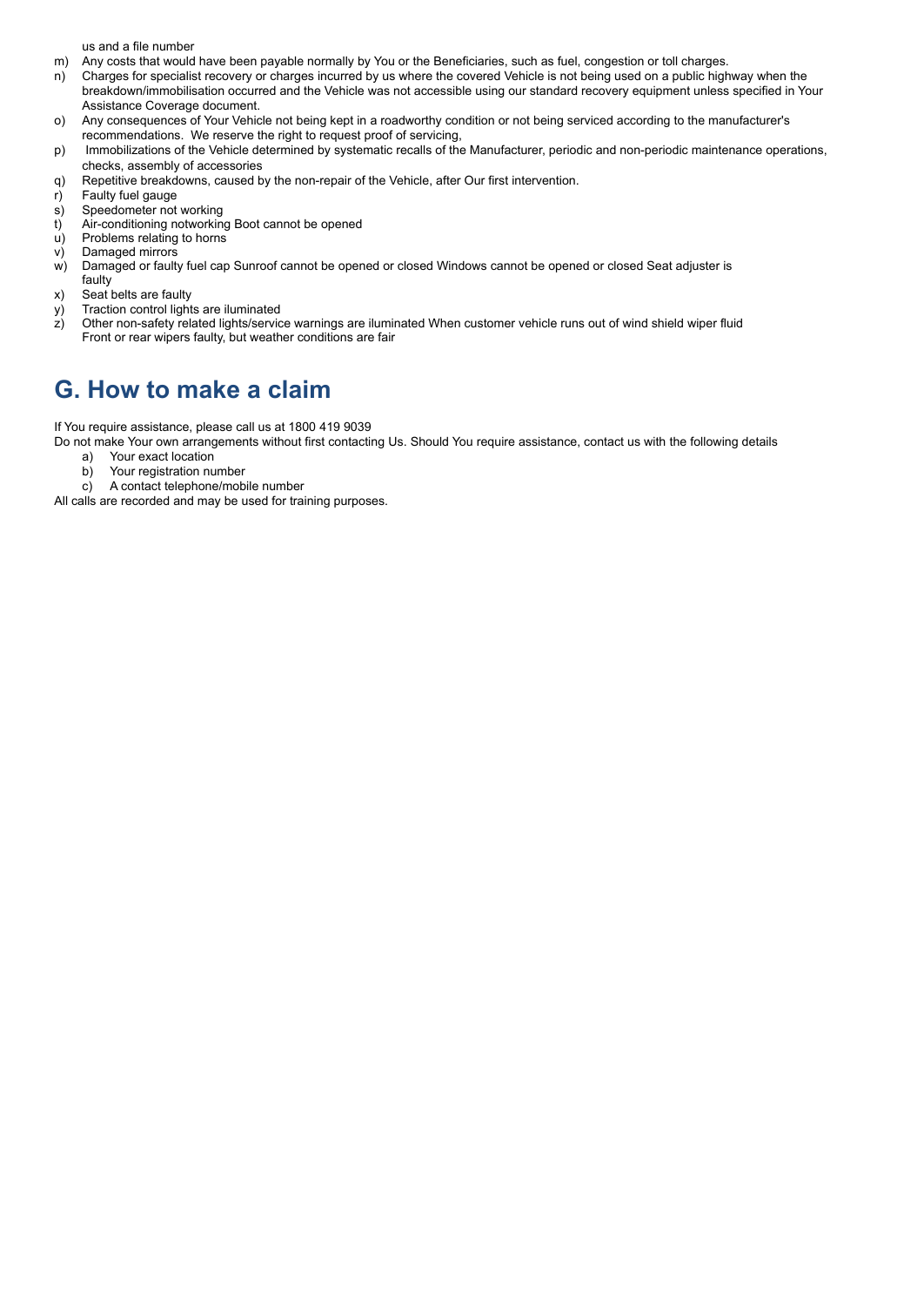us and a file number

m) Any costs that would have been payable normally by You or the Beneficiaries, such as fuel, congestion or toll charges.
n) Charges for specialist recovery or charges incurred by us where the covered Vehicle is not being used on a public highway when the breakdown/immobilisation occurred and the Vehicle was not accessible using our standard recovery equipment unless specified in Your Assistance Coverage document.
o) Any consequences of Your Vehicle not being kept in a roadworthy condition or not being serviced according to the manufacturer's recommendations. We reserve the right to request proof of servicing,
p) Immobilizations of the Vehicle determined by systematic recalls of the Manufacturer, periodic and non-periodic maintenance operations, checks, assembly of accessories
q) Repetitive breakdowns, caused by the non-repair of the Vehicle, after Our first intervention.
r) Faulty fuel gauge
s) Speedometer not working
t) Air-conditioning notworking Boot cannot be opened
u) Problems relating to horns
v) Damaged mirrors
w) Damaged or faulty fuel cap Sunroof cannot be opened or closed Windows cannot be opened or closed Seat adjuster is faulty
x) Seat belts are faulty
y) Traction control lights are iluminated
z) Other non-safety related lights/service warnings are iluminated When customer vehicle runs out of wind shield wiper fluid Front or rear wipers faulty, but weather conditions are fair

## G. How to make a claim

If You require assistance, please call us at 1800 419 9039

Do not make Your own arrangements without first contacting Us. Should You require assistance, contact us with the following details

a) Your exact location
b) Your registration number
c) A contact telephone/mobile number

All calls are recorded and may be used for training purposes.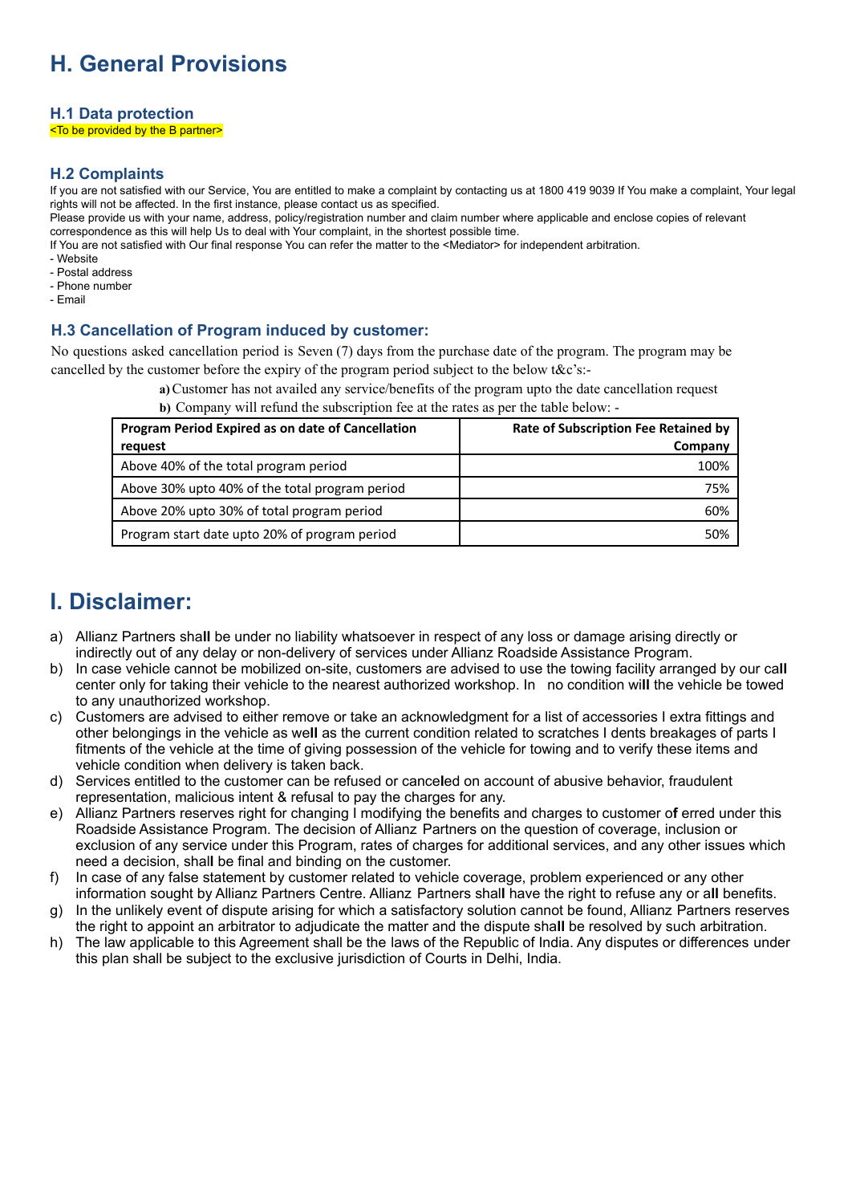# H. General Provisions

### H.1 Data protection

<To be provided by the B partner>

### H.2 Complaints

If you are not satisfied with our Service, You are entitled to make a complaint by contacting us at 1800 419 9039 If You make a complaint, Your legal rights will not be affected. In the first instance, please contact us as specified.
Please provide us with your name, address, policy/registration number and claim number where applicable and enclose copies of relevant correspondence as this will help Us to deal with Your complaint, in the shortest possible time.
If You are not satisfied with Our final response You can refer the matter to the <Mediator> for independent arbitration.

- Website
- Postal address
- Phone number
- Email

### H.3 Cancellation of Program induced by customer:

No questions asked cancellation period is Seven (7) days from the purchase date of the program. The program may be cancelled by the customer before the expiry of the program period subject to the below t&c's:-

**a)** Customer has not availed any service/benefits of the program upto the date cancellation request

**b)** Company will refund the subscription fee at the rates as per the table below: -

| Program Period Expired as on date of Cancellation request | Rate of Subscription Fee Retained by Company |
|---|---|
| Above 40% of the total program period | 100% |
| Above 30% upto 40% of the total program period | 75% |
| Above 20% upto 30% of total program period | 60% |
| Program start date upto 20% of program period | 50% |

# I. Disclaimer:

a) Allianz Partners shall be under no liability whatsoever in respect of any loss or damage arising directly or indirectly out of any delay or non-delivery of services under Allianz Roadside Assistance Program.

b) In case vehicle cannot be mobilized on-site, customers are advised to use the towing facility arranged by our call center only for taking their vehicle to the nearest authorized workshop. In no condition will the vehicle be towed to any unauthorized workshop.

c) Customers are advised to either remove or take an acknowledgment for a list of accessories I extra fittings and other belongings in the vehicle as well as the current condition related to scratches I dents breakages of parts I fitments of the vehicle at the time of giving possession of the vehicle for towing and to verify these items and vehicle condition when delivery is taken back.

d) Services entitled to the customer can be refused or canceled on account of abusive behavior, fraudulent representation, malicious intent & refusal to pay the charges for any.

e) Allianz Partners reserves right for changing I modifying the benefits and charges to customer offered under this Roadside Assistance Program. The decision of Allianz Partners on the question of coverage, inclusion or exclusion of any service under this Program, rates of charges for additional services, and any other issues which need a decision, shall be final and binding on the customer.

f) In case of any false statement by customer related to vehicle coverage, problem experienced or any other information sought by Allianz Partners Centre. Allianz Partners shall have the right to refuse any or all benefits.

g) In the unlikely event of dispute arising for which a satisfactory solution cannot be found, Allianz Partners reserves the right to appoint an arbitrator to adjudicate the matter and the dispute shall be resolved by such arbitration.

h) The law applicable to this Agreement shall be the laws of the Republic of India. Any disputes or differences under this plan shall be subject to the exclusive jurisdiction of Courts in Delhi, India.